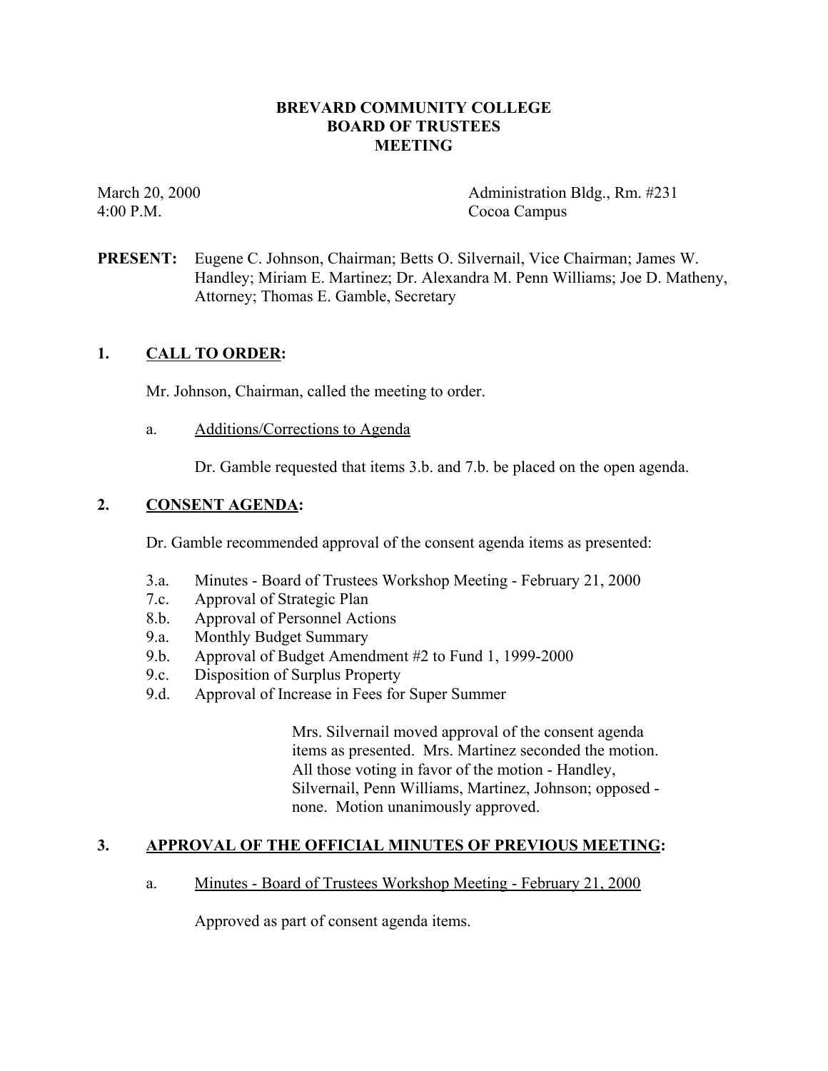# BREVARD COMMUNITY COLLEGE
# BOARD OF TRUSTEES
# MEETING

March 20, 2000
4:00 P.M.

Administration Bldg., Rm. #231
Cocoa Campus

**PRESENT:** Eugene C. Johnson, Chairman; Betts O. Silvernail, Vice Chairman; James W. Handley; Miriam E. Martinez; Dr. Alexandra M. Penn Williams; Joe D. Matheny, Attorney; Thomas E. Gamble, Secretary

## 1. CALL TO ORDER:

Mr. Johnson, Chairman, called the meeting to order.

a. Additions/Corrections to Agenda

Dr. Gamble requested that items 3.b. and 7.b. be placed on the open agenda.

## 2. CONSENT AGENDA:

Dr. Gamble recommended approval of the consent agenda items as presented:

- 3.a. Minutes - Board of Trustees Workshop Meeting - February 21, 2000
- 7.c. Approval of Strategic Plan
- 8.b. Approval of Personnel Actions
- 9.a. Monthly Budget Summary
- 9.b. Approval of Budget Amendment #2 to Fund 1, 1999-2000
- 9.c. Disposition of Surplus Property
- 9.d. Approval of Increase in Fees for Super Summer

Mrs. Silvernail moved approval of the consent agenda items as presented. Mrs. Martinez seconded the motion. All those voting in favor of the motion - Handley, Silvernail, Penn Williams, Martinez, Johnson; opposed - none. Motion unanimously approved.

## 3. APPROVAL OF THE OFFICIAL MINUTES OF PREVIOUS MEETING:

a. Minutes - Board of Trustees Workshop Meeting - February 21, 2000

Approved as part of consent agenda items.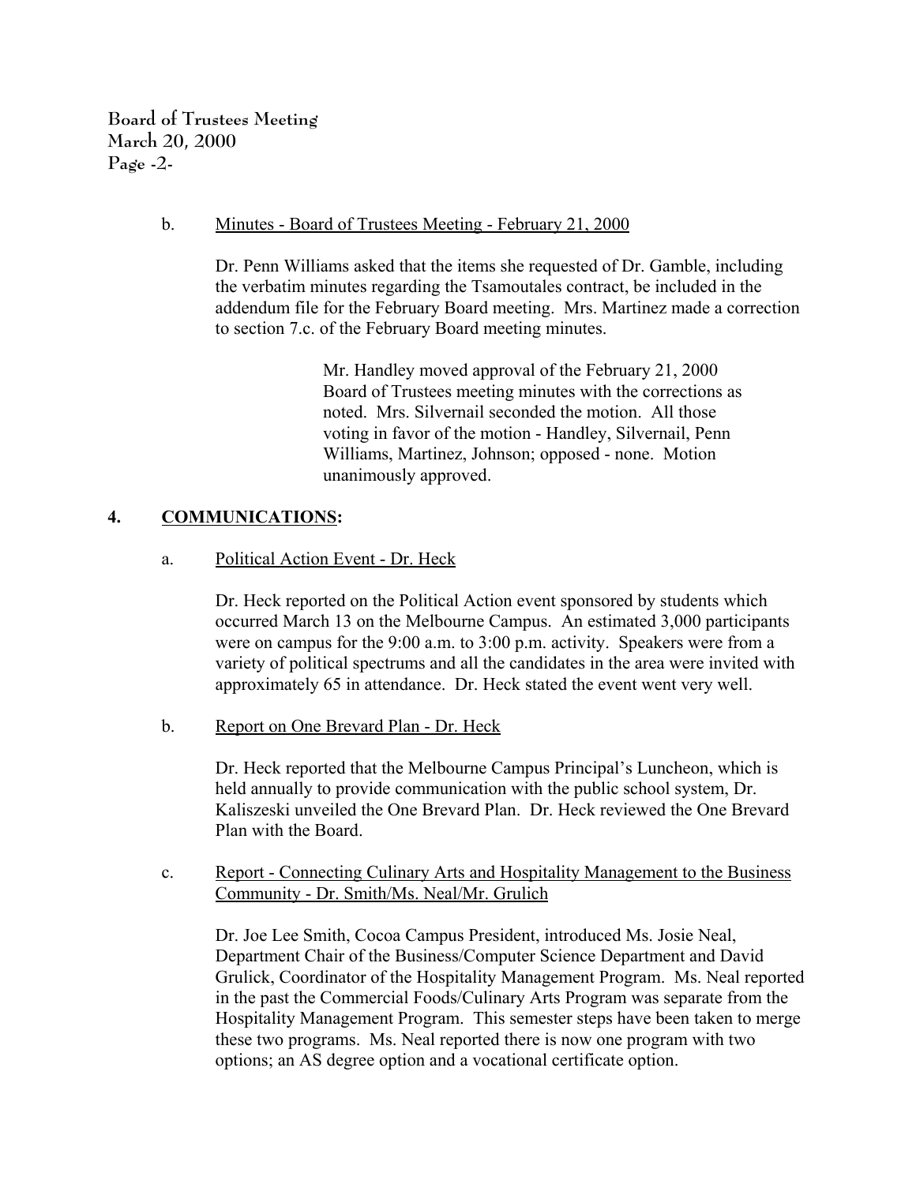b. Minutes - Board of Trustees Meeting - February 21, 2000

Dr. Penn Williams asked that the items she requested of Dr. Gamble, including the verbatim minutes regarding the Tsamoutales contract, be included in the addendum file for the February Board meeting. Mrs. Martinez made a correction to section 7.c. of the February Board meeting minutes.

> Mr. Handley moved approval of the February 21, 2000 Board of Trustees meeting minutes with the corrections as noted. Mrs. Silvernail seconded the motion. All those voting in favor of the motion - Handley, Silvernail, Penn Williams, Martinez, Johnson; opposed - none. Motion unanimously approved.

## 4. COMMUNICATIONS:

a. Political Action Event - Dr. Heck

Dr. Heck reported on the Political Action event sponsored by students which occurred March 13 on the Melbourne Campus. An estimated 3,000 participants were on campus for the 9:00 a.m. to 3:00 p.m. activity. Speakers were from a variety of political spectrums and all the candidates in the area were invited with approximately 65 in attendance. Dr. Heck stated the event went very well.

b. Report on One Brevard Plan - Dr. Heck

Dr. Heck reported that the Melbourne Campus Principal's Luncheon, which is held annually to provide communication with the public school system, Dr. Kaliszeski unveiled the One Brevard Plan. Dr. Heck reviewed the One Brevard Plan with the Board.

c. Report - Connecting Culinary Arts and Hospitality Management to the Business Community - Dr. Smith/Ms. Neal/Mr. Grulich

Dr. Joe Lee Smith, Cocoa Campus President, introduced Ms. Josie Neal, Department Chair of the Business/Computer Science Department and David Grulick, Coordinator of the Hospitality Management Program. Ms. Neal reported in the past the Commercial Foods/Culinary Arts Program was separate from the Hospitality Management Program. This semester steps have been taken to merge these two programs. Ms. Neal reported there is now one program with two options; an AS degree option and a vocational certificate option.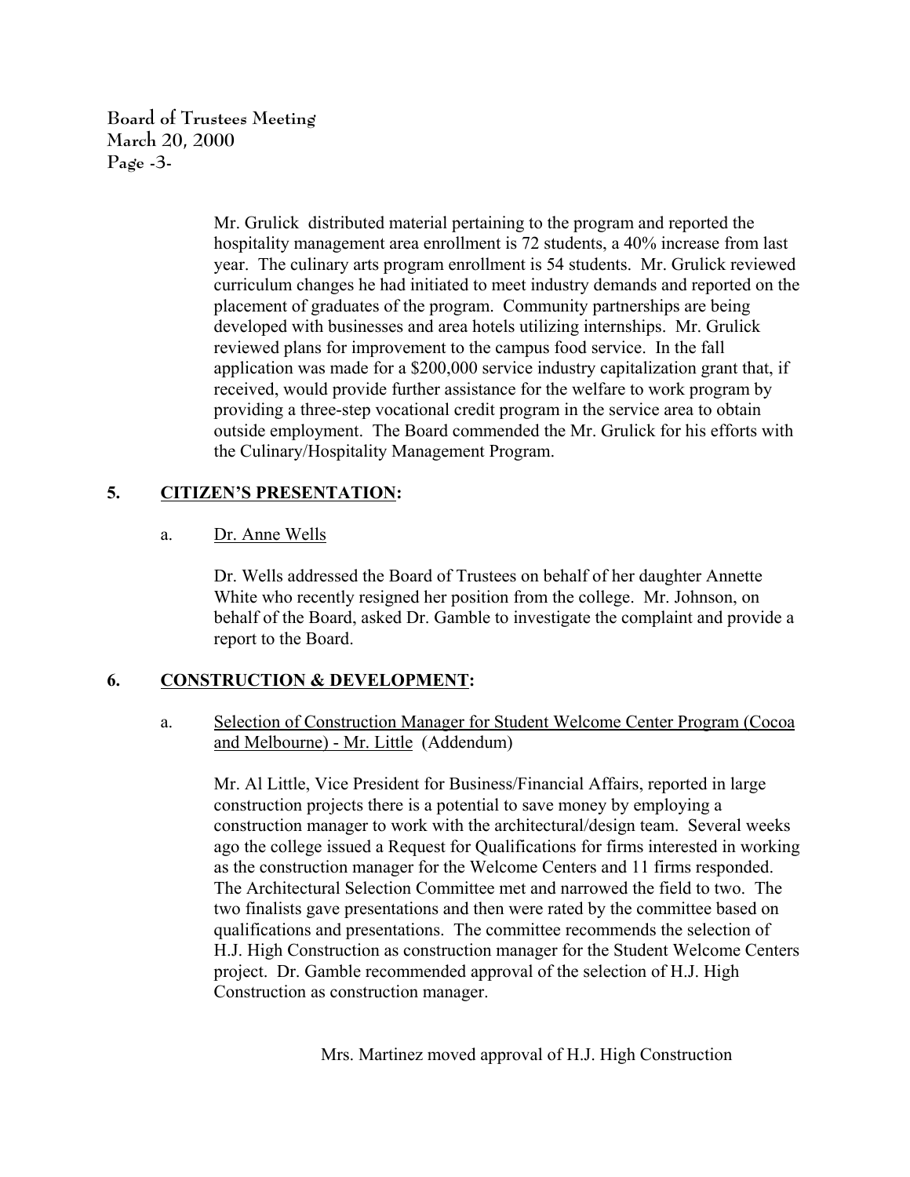Mr. Grulick  distributed material pertaining to the program and reported the hospitality management area enrollment is 72 students, a 40% increase from last year.  The culinary arts program enrollment is 54 students.  Mr. Grulick reviewed curriculum changes he had initiated to meet industry demands and reported on the placement of graduates of the program.  Community partnerships are being developed with businesses and area hotels utilizing internships.  Mr. Grulick reviewed plans for improvement to the campus food service.  In the fall application was made for a $200,000 service industry capitalization grant that, if received, would provide further assistance for the welfare to work program by providing a three-step vocational credit program in the service area to obtain outside employment.  The Board commended the Mr. Grulick for his efforts with the Culinary/Hospitality Management Program.

## 5. CITIZEN'S PRESENTATION:

a. Dr. Anne Wells

Dr. Wells addressed the Board of Trustees on behalf of her daughter Annette White who recently resigned her position from the college.  Mr. Johnson, on behalf of the Board, asked Dr. Gamble to investigate the complaint and provide a report to the Board.

## 6. CONSTRUCTION & DEVELOPMENT:

a. Selection of Construction Manager for Student Welcome Center Program (Cocoa and Melbourne) - Mr. Little  (Addendum)

Mr. Al Little, Vice President for Business/Financial Affairs, reported in large construction projects there is a potential to save money by employing a construction manager to work with the architectural/design team.  Several weeks ago the college issued a Request for Qualifications for firms interested in working as the construction manager for the Welcome Centers and 11 firms responded. The Architectural Selection Committee met and narrowed the field to two.  The two finalists gave presentations and then were rated by the committee based on qualifications and presentations.  The committee recommends the selection of H.J. High Construction as construction manager for the Student Welcome Centers project.  Dr. Gamble recommended approval of the selection of H.J. High Construction as construction manager.

Mrs. Martinez moved approval of H.J. High Construction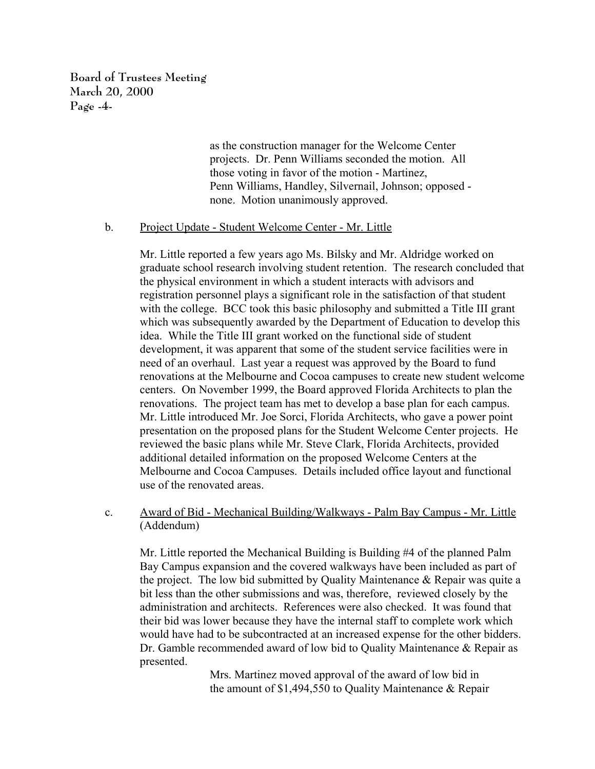as the construction manager for the Welcome Center projects. Dr. Penn Williams seconded the motion. All those voting in favor of the motion - Martinez, Penn Williams, Handley, Silvernail, Johnson; opposed - none. Motion unanimously approved.

b. Project Update - Student Welcome Center - Mr. Little

Mr. Little reported a few years ago Ms. Bilsky and Mr. Aldridge worked on graduate school research involving student retention. The research concluded that the physical environment in which a student interacts with advisors and registration personnel plays a significant role in the satisfaction of that student with the college. BCC took this basic philosophy and submitted a Title III grant which was subsequently awarded by the Department of Education to develop this idea. While the Title III grant worked on the functional side of student development, it was apparent that some of the student service facilities were in need of an overhaul. Last year a request was approved by the Board to fund renovations at the Melbourne and Cocoa campuses to create new student welcome centers. On November 1999, the Board approved Florida Architects to plan the renovations. The project team has met to develop a base plan for each campus. Mr. Little introduced Mr. Joe Sorci, Florida Architects, who gave a power point presentation on the proposed plans for the Student Welcome Center projects. He reviewed the basic plans while Mr. Steve Clark, Florida Architects, provided additional detailed information on the proposed Welcome Centers at the Melbourne and Cocoa Campuses. Details included office layout and functional use of the renovated areas.

c. Award of Bid - Mechanical Building/Walkways - Palm Bay Campus - Mr. Little (Addendum)

Mr. Little reported the Mechanical Building is Building #4 of the planned Palm Bay Campus expansion and the covered walkways have been included as part of the project. The low bid submitted by Quality Maintenance & Repair was quite a bit less than the other submissions and was, therefore, reviewed closely by the administration and architects. References were also checked. It was found that their bid was lower because they have the internal staff to complete work which would have had to be subcontracted at an increased expense for the other bidders. Dr. Gamble recommended award of low bid to Quality Maintenance & Repair as presented.

Mrs. Martinez moved approval of the award of low bid in the amount of $1,494,550 to Quality Maintenance & Repair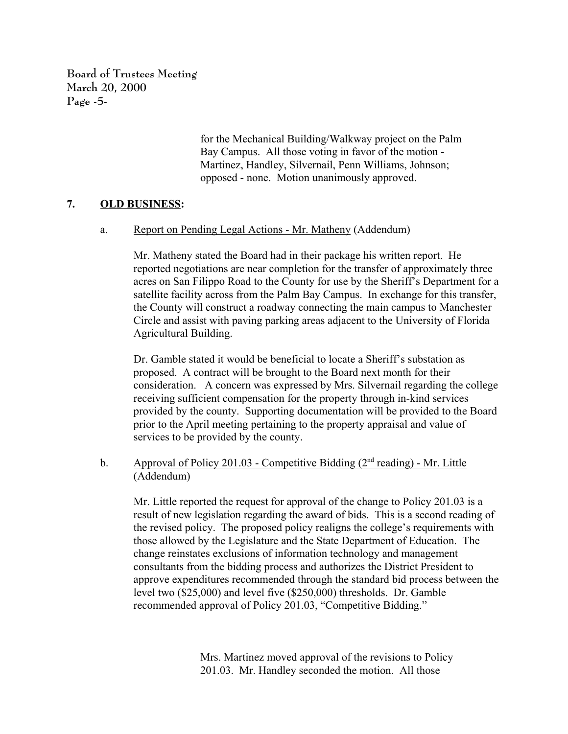for the Mechanical Building/Walkway project on the Palm Bay Campus. All those voting in favor of the motion - Martinez, Handley, Silvernail, Penn Williams, Johnson; opposed - none. Motion unanimously approved.

**7. OLD BUSINESS:**

a. Report on Pending Legal Actions - Mr. Matheny (Addendum)

Mr. Matheny stated the Board had in their package his written report. He reported negotiations are near completion for the transfer of approximately three acres on San Filippo Road to the County for use by the Sheriff's Department for a satellite facility across from the Palm Bay Campus. In exchange for this transfer, the County will construct a roadway connecting the main campus to Manchester Circle and assist with paving parking areas adjacent to the University of Florida Agricultural Building.

Dr. Gamble stated it would be beneficial to locate a Sheriff's substation as proposed. A contract will be brought to the Board next month for their consideration. A concern was expressed by Mrs. Silvernail regarding the college receiving sufficient compensation for the property through in-kind services provided by the county. Supporting documentation will be provided to the Board prior to the April meeting pertaining to the property appraisal and value of services to be provided by the county.

b. Approval of Policy 201.03 - Competitive Bidding (2nd reading) - Mr. Little (Addendum)

Mr. Little reported the request for approval of the change to Policy 201.03 is a result of new legislation regarding the award of bids. This is a second reading of the revised policy. The proposed policy realigns the college's requirements with those allowed by the Legislature and the State Department of Education. The change reinstates exclusions of information technology and management consultants from the bidding process and authorizes the District President to approve expenditures recommended through the standard bid process between the level two ($25,000) and level five ($250,000) thresholds. Dr. Gamble recommended approval of Policy 201.03, "Competitive Bidding."

Mrs. Martinez moved approval of the revisions to Policy 201.03. Mr. Handley seconded the motion. All those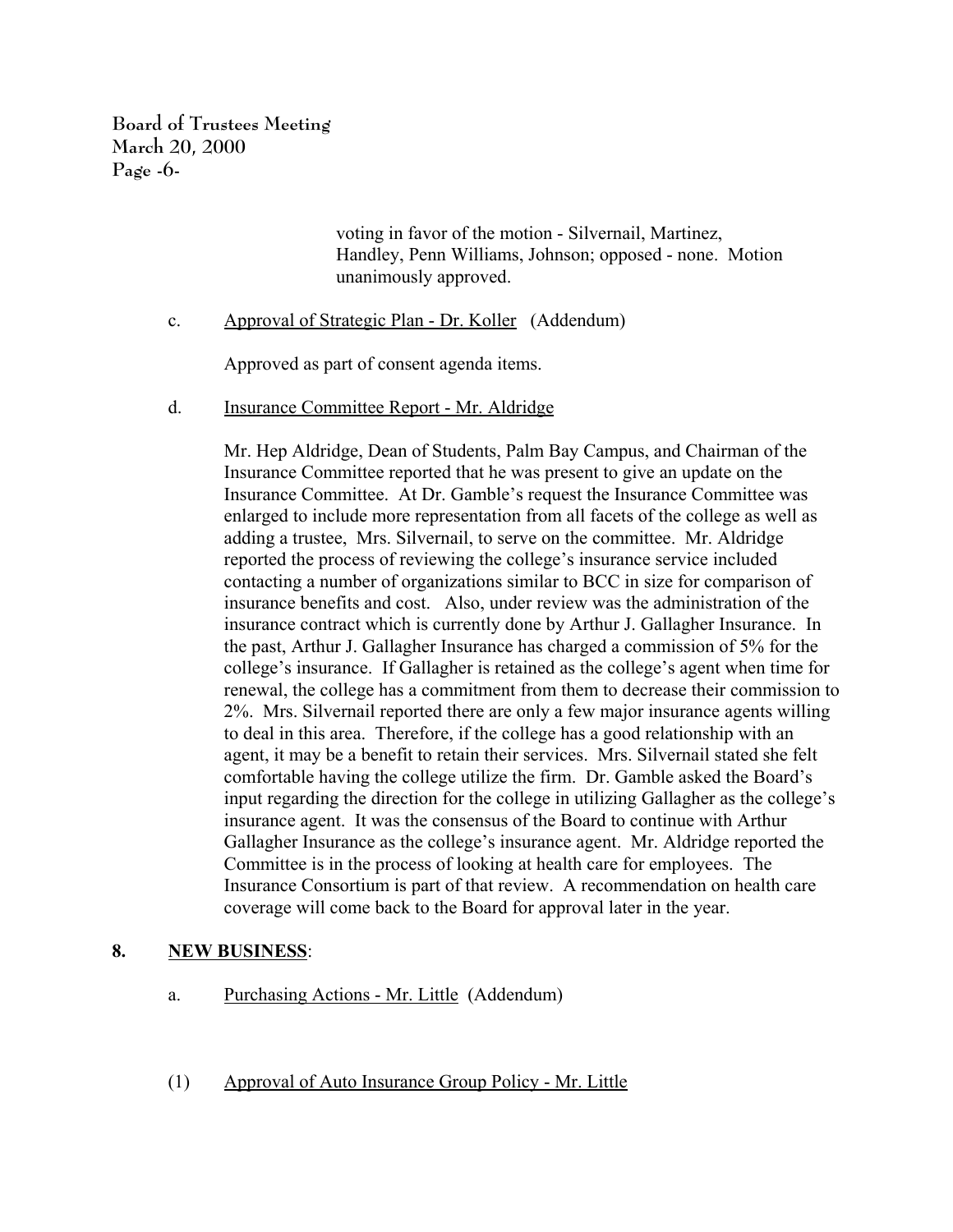voting in favor of the motion - Silvernail, Martinez, Handley, Penn Williams, Johnson; opposed - none. Motion unanimously approved.

c. <u>Approval of Strategic Plan - Dr. Koller</u> (Addendum)

Approved as part of consent agenda items.

d. <u>Insurance Committee Report - Mr. Aldridge</u>

Mr. Hep Aldridge, Dean of Students, Palm Bay Campus, and Chairman of the Insurance Committee reported that he was present to give an update on the Insurance Committee. At Dr. Gamble's request the Insurance Committee was enlarged to include more representation from all facets of the college as well as adding a trustee, Mrs. Silvernail, to serve on the committee. Mr. Aldridge reported the process of reviewing the college's insurance service included contacting a number of organizations similar to BCC in size for comparison of insurance benefits and cost. Also, under review was the administration of the insurance contract which is currently done by Arthur J. Gallagher Insurance. In the past, Arthur J. Gallagher Insurance has charged a commission of 5% for the college's insurance. If Gallagher is retained as the college's agent when time for renewal, the college has a commitment from them to decrease their commission to 2%. Mrs. Silvernail reported there are only a few major insurance agents willing to deal in this area. Therefore, if the college has a good relationship with an agent, it may be a benefit to retain their services. Mrs. Silvernail stated she felt comfortable having the college utilize the firm. Dr. Gamble asked the Board's input regarding the direction for the college in utilizing Gallagher as the college's insurance agent. It was the consensus of the Board to continue with Arthur Gallagher Insurance as the college's insurance agent. Mr. Aldridge reported the Committee is in the process of looking at health care for employees. The Insurance Consortium is part of that review. A recommendation on health care coverage will come back to the Board for approval later in the year.

**8. <u>NEW BUSINESS</u>:**

a. <u>Purchasing Actions - Mr. Little</u> (Addendum)

(1) <u>Approval of Auto Insurance Group Policy - Mr. Little</u>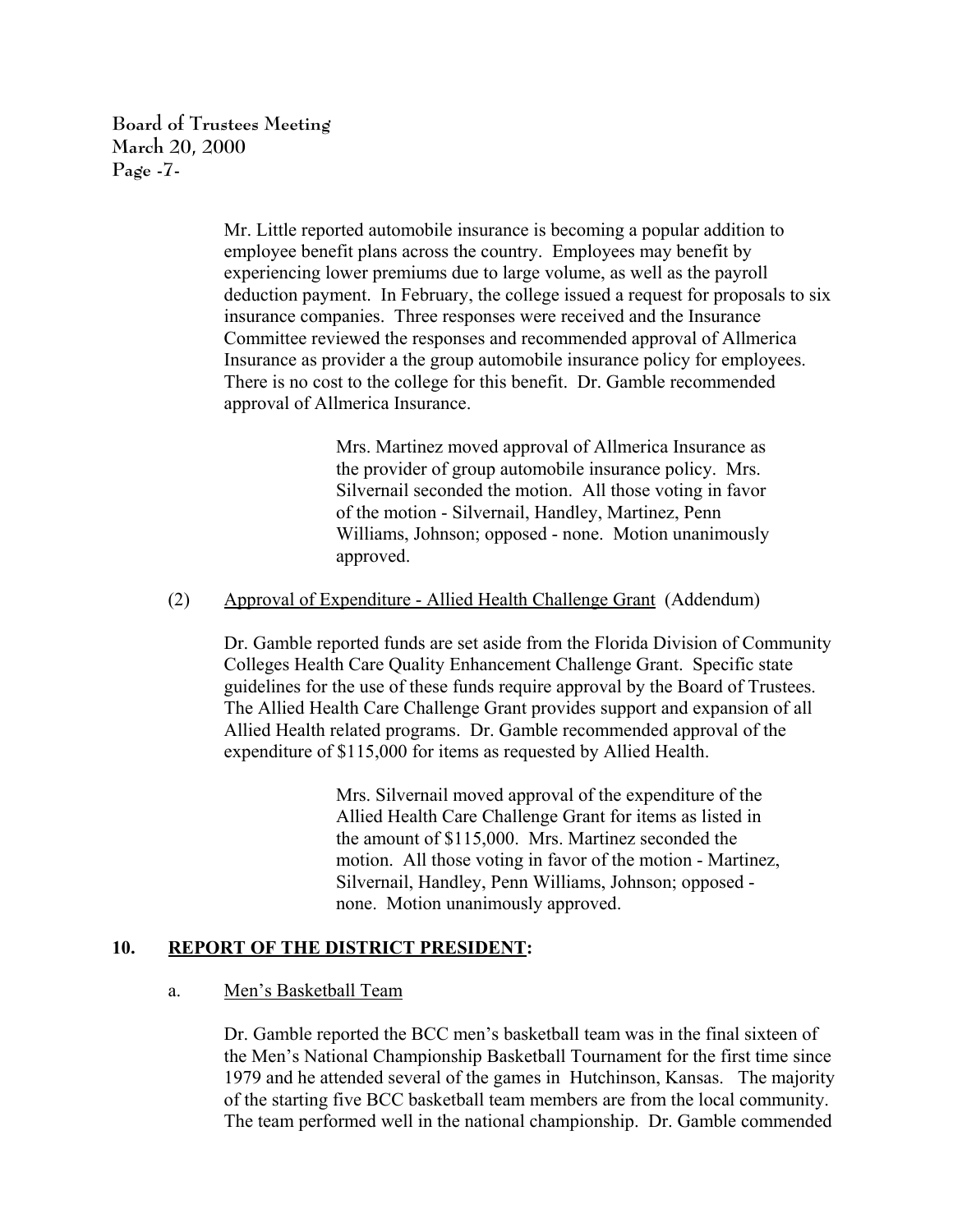Mr. Little reported automobile insurance is becoming a popular addition to employee benefit plans across the country. Employees may benefit by experiencing lower premiums due to large volume, as well as the payroll deduction payment. In February, the college issued a request for proposals to six insurance companies. Three responses were received and the Insurance Committee reviewed the responses and recommended approval of Allmerica Insurance as provider a the group automobile insurance policy for employees. There is no cost to the college for this benefit. Dr. Gamble recommended approval of Allmerica Insurance.

> Mrs. Martinez moved approval of Allmerica Insurance as the provider of group automobile insurance policy. Mrs. Silvernail seconded the motion. All those voting in favor of the motion - Silvernail, Handley, Martinez, Penn Williams, Johnson; opposed - none. Motion unanimously approved.

(2) Approval of Expenditure - Allied Health Challenge Grant (Addendum)

Dr. Gamble reported funds are set aside from the Florida Division of Community Colleges Health Care Quality Enhancement Challenge Grant. Specific state guidelines for the use of these funds require approval by the Board of Trustees. The Allied Health Care Challenge Grant provides support and expansion of all Allied Health related programs. Dr. Gamble recommended approval of the expenditure of $115,000 for items as requested by Allied Health.

> Mrs. Silvernail moved approval of the expenditure of the Allied Health Care Challenge Grant for items as listed in the amount of $115,000. Mrs. Martinez seconded the motion. All those voting in favor of the motion - Martinez, Silvernail, Handley, Penn Williams, Johnson; opposed - none. Motion unanimously approved.

## 10. REPORT OF THE DISTRICT PRESIDENT:

a. Men's Basketball Team

Dr. Gamble reported the BCC men's basketball team was in the final sixteen of the Men's National Championship Basketball Tournament for the first time since 1979 and he attended several of the games in Hutchinson, Kansas. The majority of the starting five BCC basketball team members are from the local community. The team performed well in the national championship. Dr. Gamble commended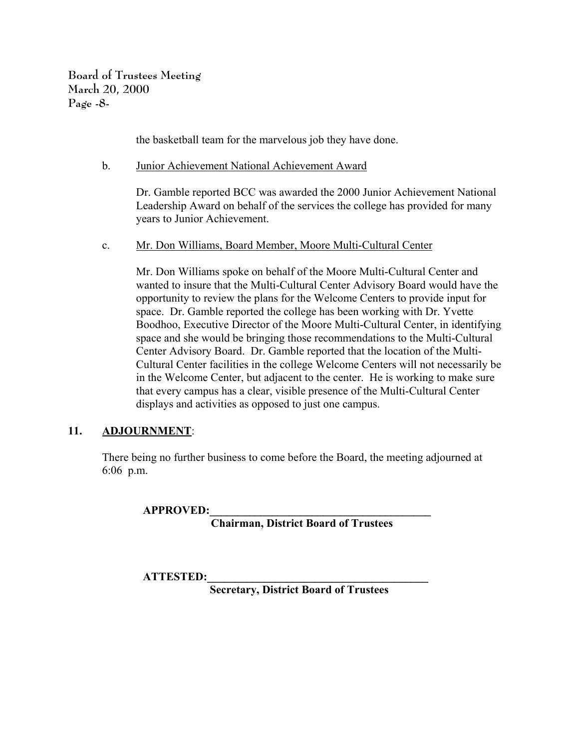the basketball team for the marvelous job they have done.

b. <u>Junior Achievement National Achievement Award</u>

Dr. Gamble reported BCC was awarded the 2000 Junior Achievement National Leadership Award on behalf of the services the college has provided for many years to Junior Achievement.

c. <u>Mr. Don Williams, Board Member, Moore Multi-Cultural Center</u>

Mr. Don Williams spoke on behalf of the Moore Multi-Cultural Center and wanted to insure that the Multi-Cultural Center Advisory Board would have the opportunity to review the plans for the Welcome Centers to provide input for space. Dr. Gamble reported the college has been working with Dr. Yvette Boodhoo, Executive Director of the Moore Multi-Cultural Center, in identifying space and she would be bringing those recommendations to the Multi-Cultural Center Advisory Board. Dr. Gamble reported that the location of the Multi-Cultural Center facilities in the college Welcome Centers will not necessarily be in the Welcome Center, but adjacent to the center. He is working to make sure that every campus has a clear, visible presence of the Multi-Cultural Center displays and activities as opposed to just one campus.

## 11. ADJOURNMENT:

There being no further business to come before the Board, the meeting adjourned at 6:06 p.m.

**APPROVED:________________________________________**
**Chairman, District Board of Trustees**

**ATTESTED:________________________________________**
**Secretary, District Board of Trustees**